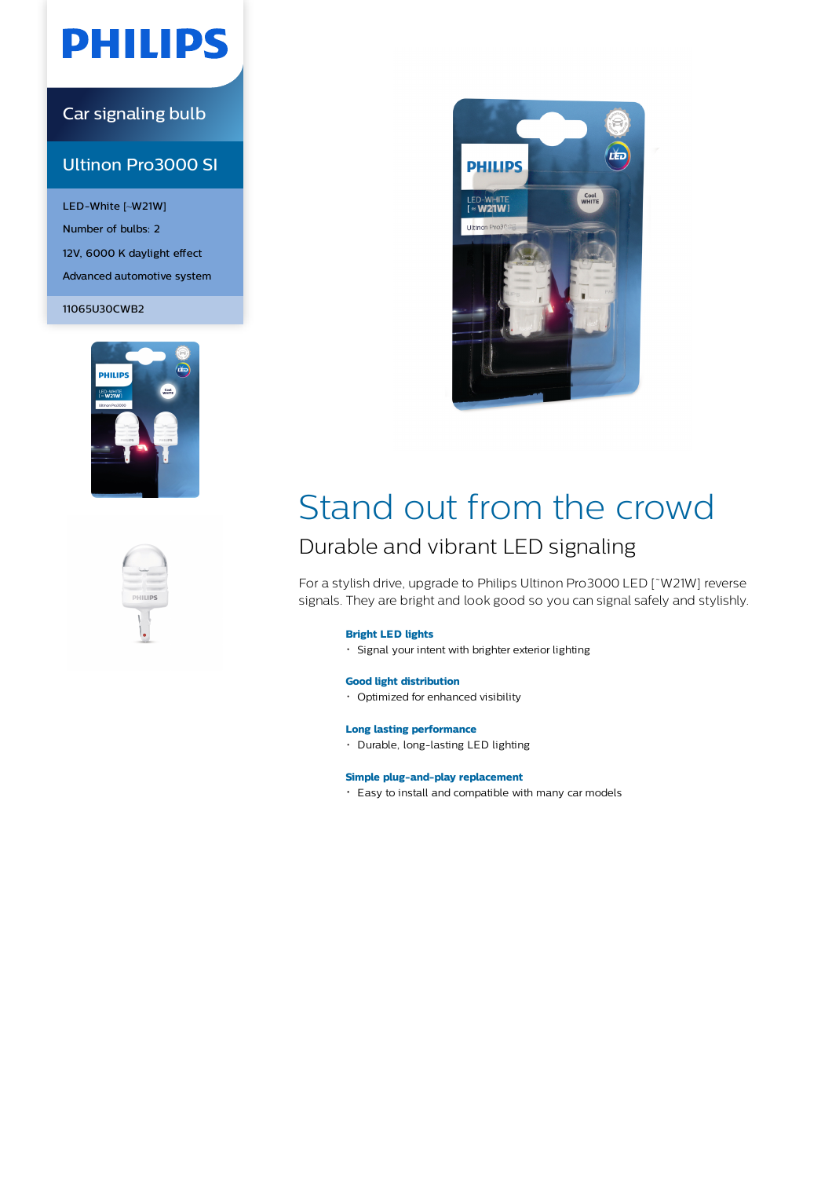PHILIPS

Car signaling bulb

## Ultinon Pro3000 SI

LED-White [~W21W]

Number of bulbs: 2

12V, 6000 K daylight effect

Advanced automotive system

11065U30CWB2

# Stand out from the crowd

## Durable and vibrant LED signaling

For a stylish drive, upgrade to Philips Ultinon Pro3000 LED [~W21W] reverse signals. They are bright and look good so you can signal safely and stylishly.

**Bright LED lights**

- Signal your intent with brighter exterior lighting

**Good light distribution**

- Optimized for enhanced visibility

**Long lasting performance**

- Durable, long-lasting LED lighting

**Simple plug-and-play replacement**

- Easy to install and compatible with many car models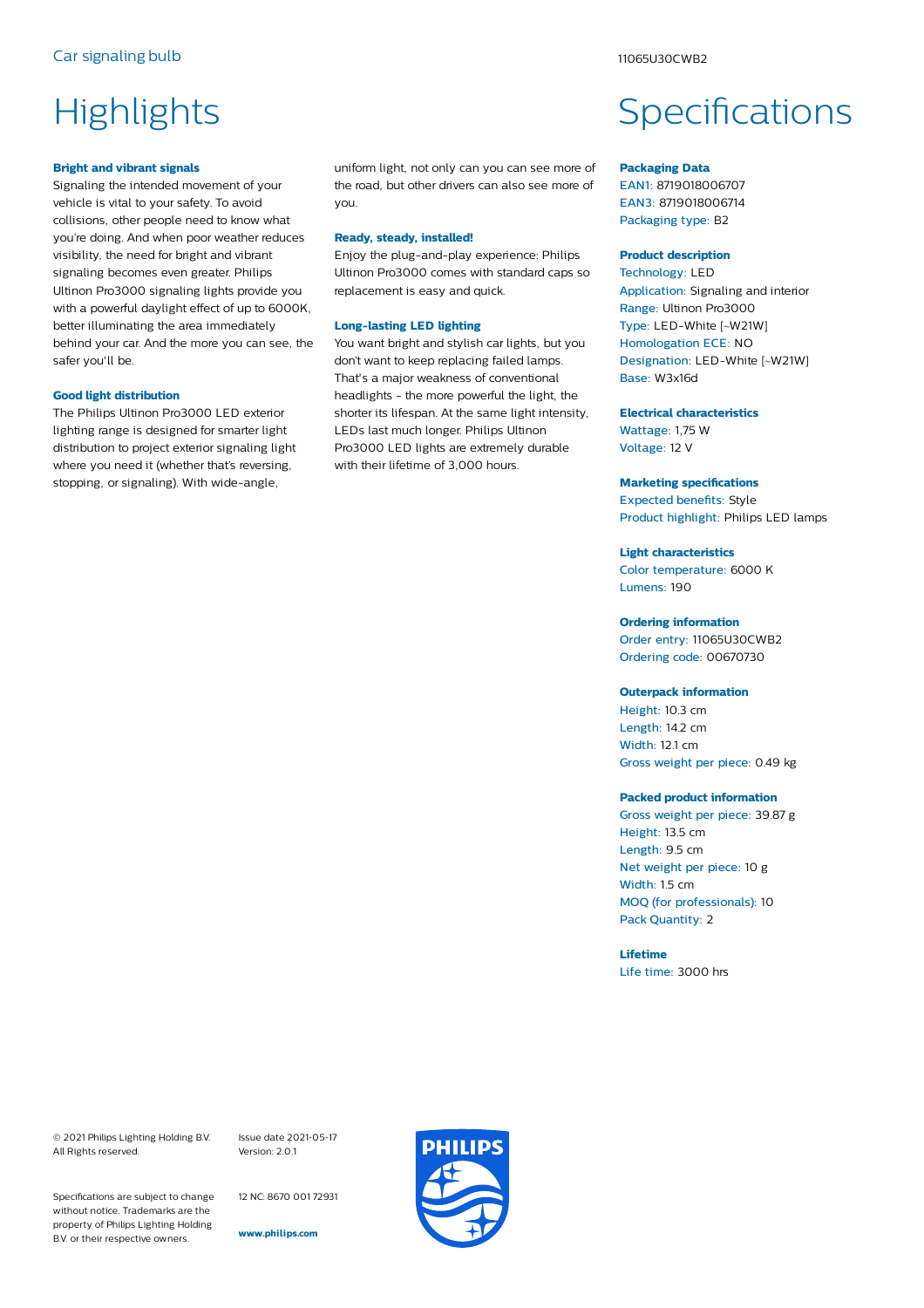Car signaling bulb

11065U30CWB2

# Highlights

### Bright and vibrant signals

Signaling the intended movement of your vehicle is vital to your safety. To avoid collisions, other people need to know what you're doing. And when poor weather reduces visibility, the need for bright and vibrant signaling becomes even greater. Philips Ultinon Pro3000 signaling lights provide you with a powerful daylight effect of up to 6000K, better illuminating the area immediately behind your car. And the more you can see, the safer you'll be.

### Good light distribution

The Philips Ultinon Pro3000 LED exterior lighting range is designed for smarter light distribution to project exterior signaling light where you need it (whether that's reversing, stopping, or signaling). With wide-angle, uniform light, not only can you can see more of the road, but other drivers can also see more of you.

### Ready, steady, installed!

Enjoy the plug-and-play experience: Philips Ultinon Pro3000 comes with standard caps so replacement is easy and quick.

### Long-lasting LED lighting

You want bright and stylish car lights, but you don't want to keep replacing failed lamps. That's a major weakness of conventional headlights - the more powerful the light, the shorter its lifespan. At the same light intensity, LEDs last much longer. Philips Ultinon Pro3000 LED lights are extremely durable with their lifetime of 3,000 hours.

# Specifications

### Packaging Data

- EAN1: 8719018006707
- EAN3: 8719018006714
- Packaging type: B2

### Product description

- Technology: LED
- Application: Signaling and interior
- Range: Ultinon Pro3000
- Type: LED-White [~W21W]
- Homologation ECE: NO
- Designation: LED-White [~W21W]
- Base: W3x16d

### Electrical characteristics

- Wattage: 1,75 W
- Voltage: 12 V

### Marketing specifications

- Expected benefits: Style
- Product highlight: Philips LED lamps

### Light characteristics

- Color temperature: 6000 K
- Lumens: 190

### Ordering information

- Order entry: 11065U30CWB2
- Ordering code: 00670730

### Outerpack information

- Height: 10.3 cm
- Length: 14.2 cm
- Width: 12.1 cm
- Gross weight per piece: 0.49 kg

### Packed product information

- Gross weight per piece: 39.87 g
- Height: 13.5 cm
- Length: 9.5 cm
- Net weight per piece: 10 g
- Width: 1.5 cm
- MOQ (for professionals): 10
- Pack Quantity: 2

### Lifetime

- Life time: 3000 hrs

© 2021 Philips Lighting Holding B.V.
All Rights reserved.

Issue date 2021-05-17
Version: 2.0.1

Specifications are subject to change without notice. Trademarks are the property of Philips Lighting Holding B.V. or their respective owners.

12 NC: 8670 001 72931

www.philips.com

PHILIPS